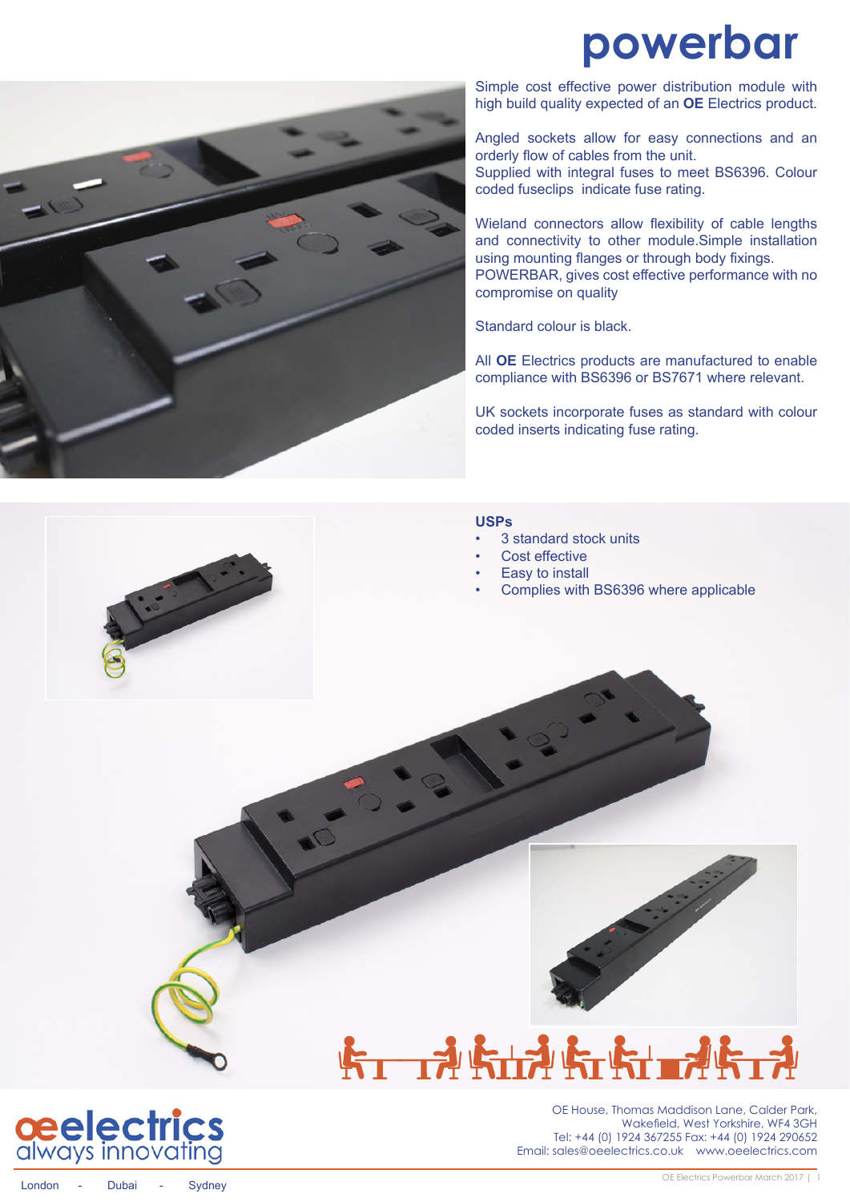# powerbar

Simple cost effective power distribution module with high build quality expected of an **OE** Electrics product.

Angled sockets allow for easy connections and an orderly flow of cables from the unit.
Supplied with integral fuses to meet BS6396. Colour coded fuseclips indicate fuse rating.

Wieland connectors allow flexibility of cable lengths and connectivity to other module.Simple installation using mounting flanges or through body fixings.
POWERBAR, gives cost effective performance with no compromise on quality

Standard colour is black.

All **OE** Electrics products are manufactured to enable compliance with BS6396 or BS7671 where relevant.

UK sockets incorporate fuses as standard with colour coded inserts indicating fuse rating.

## USPs

- 3 standard stock units
- Cost effective
- Easy to install
- Complies with BS6396 where applicable

oeelectrics
always innovating

London - Dubai - Sydney

OE House, Thomas Maddison Lane, Calder Park,
Wakefield, West Yorkshire, WF4 3GH
Tel: +44 (0) 1924 367255 Fax: +44 (0) 1924 290652
Email: sales@oeelectrics.co.uk www.oeelectrics.com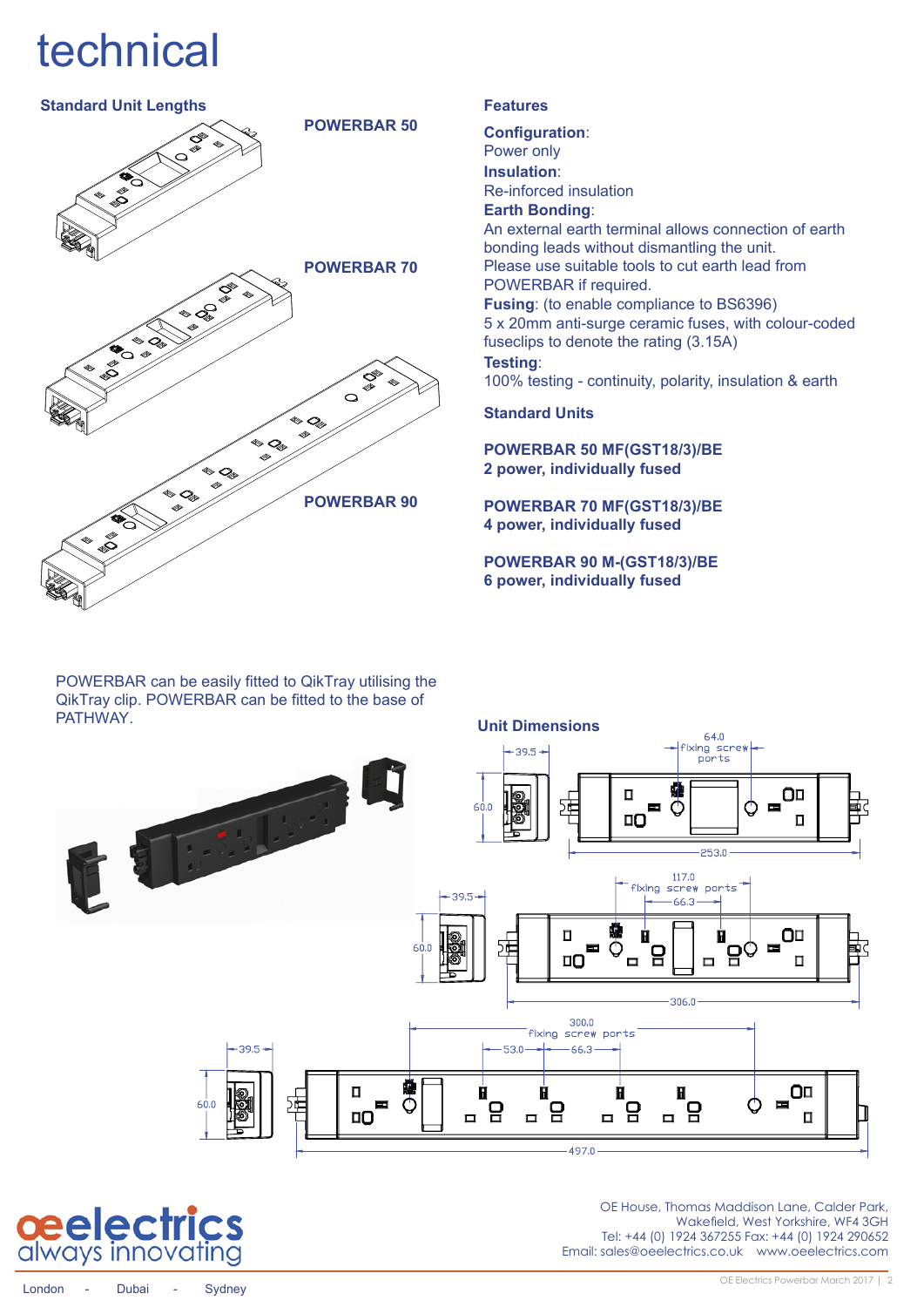# technical

## Standard Unit Lengths

POWERBAR 50

POWERBAR 70

POWERBAR 90

## Features

**Configuration**:
Power only

**Insulation**:
Re-inforced insulation

**Earth Bonding**:
An external earth terminal allows connection of earth bonding leads without dismantling the unit.
Please use suitable tools to cut earth lead from POWERBAR if required.

**Fusing**: (to enable compliance to BS6396)
5 x 20mm anti-surge ceramic fuses, with colour-coded fuseclips to denote the rating (3.15A)

**Testing**:
100% testing - continuity, polarity, insulation & earth

## Standard Units

**POWERBAR 50 MF(GST18/3)/BE**
**2 power, individually fused**

**POWERBAR 70 MF(GST18/3)/BE**
**4 power, individually fused**

**POWERBAR 90 M-(GST18/3)/BE**
**6 power, individually fused**

POWERBAR can be easily fitted to QikTray utilising the QikTray clip. POWERBAR can be fitted to the base of PATHWAY.

## Unit Dimensions

39.5
60.0
64.0
fixing screw ports
253.0

39.5
60.0
117.0
fixing screw ports
66.3
306.0

39.5
60.0
300.0
fixing screw ports
53.0
66.3
497.0

oeelectrics
always innovating

OE House, Thomas Maddison Lane, Calder Park, Wakefield, West Yorkshire, WF4 3GH
Tel: +44 (0) 1924 367255 Fax: +44 (0) 1924 290652
Email: sales@oeelectrics.co.uk www.oeelectrics.com

London - Dubai - Sydney